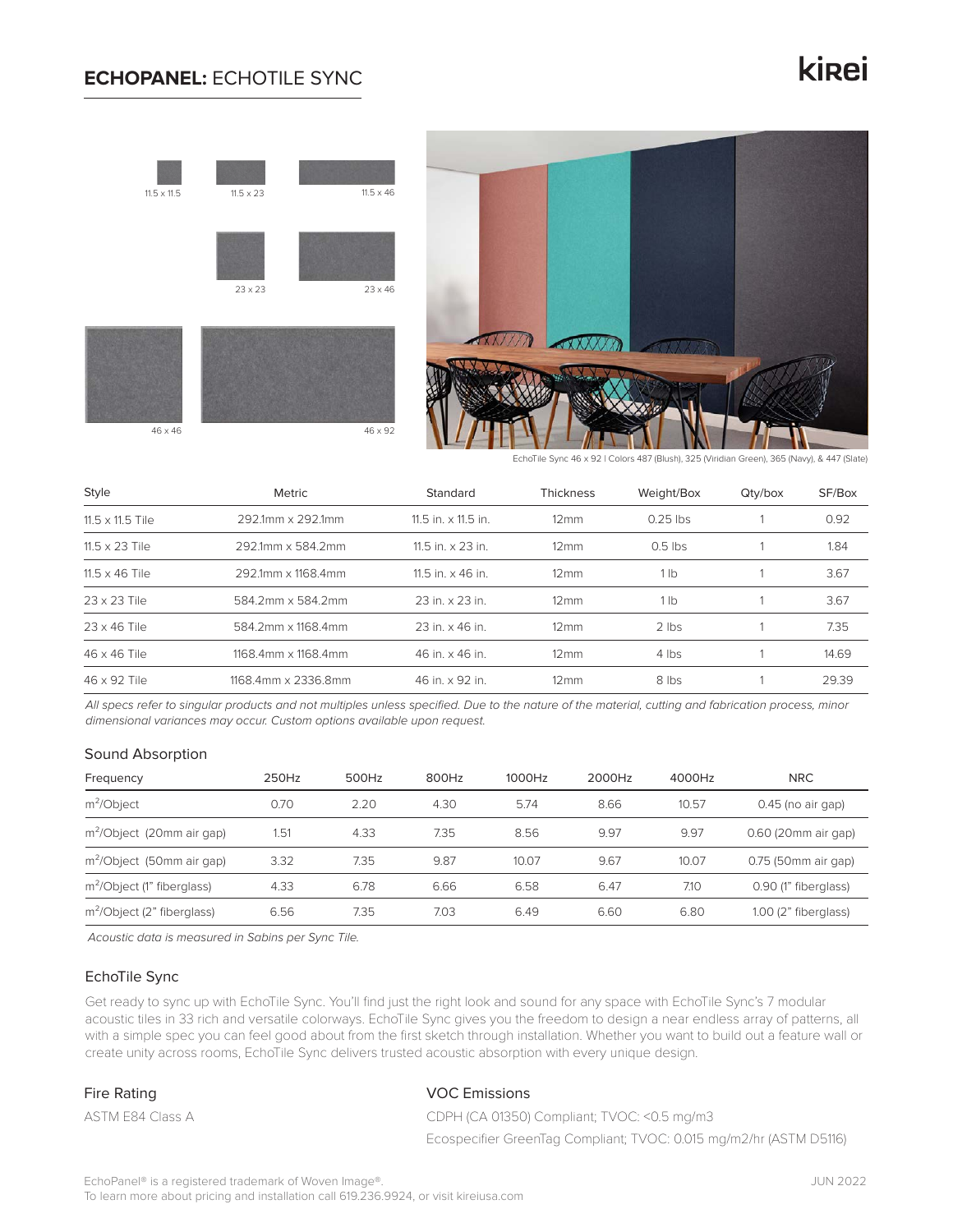# ECHOPANEL: ECHOTILE SYNC

kirei

11.5 x 11.5 | 11.5 x 23 | 11.5 x 46

23 x 23 | 23 x 46

46 x 46 | 46 x 92

EchoTile Sync 46 x 92 | Colors 487 (Blush), 325 (Viridian Green), 365 (Navy), & 447 (Slate)

| Style | Metric | Standard | Thickness | Weight/Box | Qty/box | SF/Box |
|---|---|---|---|---|---|---|
| 11.5 x 11.5 Tile | 292.1mm x 292.1mm | 11.5 in. x 11.5 in. | 12mm | 0.25 lbs | 1 | 0.92 |
| 11.5 x 23 Tile | 292.1mm x 584.2mm | 11.5 in. x 23 in. | 12mm | 0.5 lbs | 1 | 1.84 |
| 11.5 x 46 Tile | 292.1mm x 1168.4mm | 11.5 in. x 46 in. | 12mm | 1 lb | 1 | 3.67 |
| 23 x 23 Tile | 584.2mm x 584.2mm | 23 in. x 23 in. | 12mm | 1 lb | 1 | 3.67 |
| 23 x 46 Tile | 584.2mm x 1168.4mm | 23 in. x 46 in. | 12mm | 2 lbs | 1 | 7.35 |
| 46 x 46 Tile | 1168.4mm x 1168.4mm | 46 in. x 46 in. | 12mm | 4 lbs | 1 | 14.69 |
| 46 x 92 Tile | 1168.4mm x 2336.8mm | 46 in. x 92 in. | 12mm | 8 lbs | 1 | 29.39 |

*All specs refer to singular products and not multiples unless specified. Due to the nature of the material, cutting and fabrication process, minor dimensional variances may occur. Custom options available upon request.*

## Sound Absorption

| Frequency | 250Hz | 500Hz | 800Hz | 1000Hz | 2000Hz | 4000Hz | NRC |
|---|---|---|---|---|---|---|---|
| $m^2$/Object | 0.70 | 2.20 | 4.30 | 5.74 | 8.66 | 10.57 | 0.45 (no air gap) |
| $m^2$/Object (20mm air gap) | 1.51 | 4.33 | 7.35 | 8.56 | 9.97 | 9.97 | 0.60 (20mm air gap) |
| $m^2$/Object (50mm air gap) | 3.32 | 7.35 | 9.87 | 10.07 | 9.67 | 10.07 | 0.75 (50mm air gap) |
| $m^2$/Object (1" fiberglass) | 4.33 | 6.78 | 6.66 | 6.58 | 6.47 | 7.10 | 0.90 (1" fiberglass) |
| $m^2$/Object (2" fiberglass) | 6.56 | 7.35 | 7.03 | 6.49 | 6.60 | 6.80 | 1.00 (2" fiberglass) |

*Acoustic data is measured in Sabins per Sync Tile.*

## EchoTile Sync

Get ready to sync up with EchoTile Sync. You'll find just the right look and sound for any space with EchoTile Sync's 7 modular acoustic tiles in 33 rich and versatile colorways. EchoTile Sync gives you the freedom to design a near endless array of patterns, all with a simple spec you can feel good about from the first sketch through installation. Whether you want to build out a feature wall or create unity across rooms, EchoTile Sync delivers trusted acoustic absorption with every unique design.

## Fire Rating

ASTM E84 Class A

## VOC Emissions

CDPH (CA 01350) Compliant; TVOC: <0.5 mg/m3

Ecospecifier GreenTag Compliant; TVOC: 0.015 mg/m2/hr (ASTM D5116)

EchoPanel® is a registered trademark of Woven Image®.
To learn more about pricing and installation call 619.236.9924, or visit kireiusa.com

JUN 2022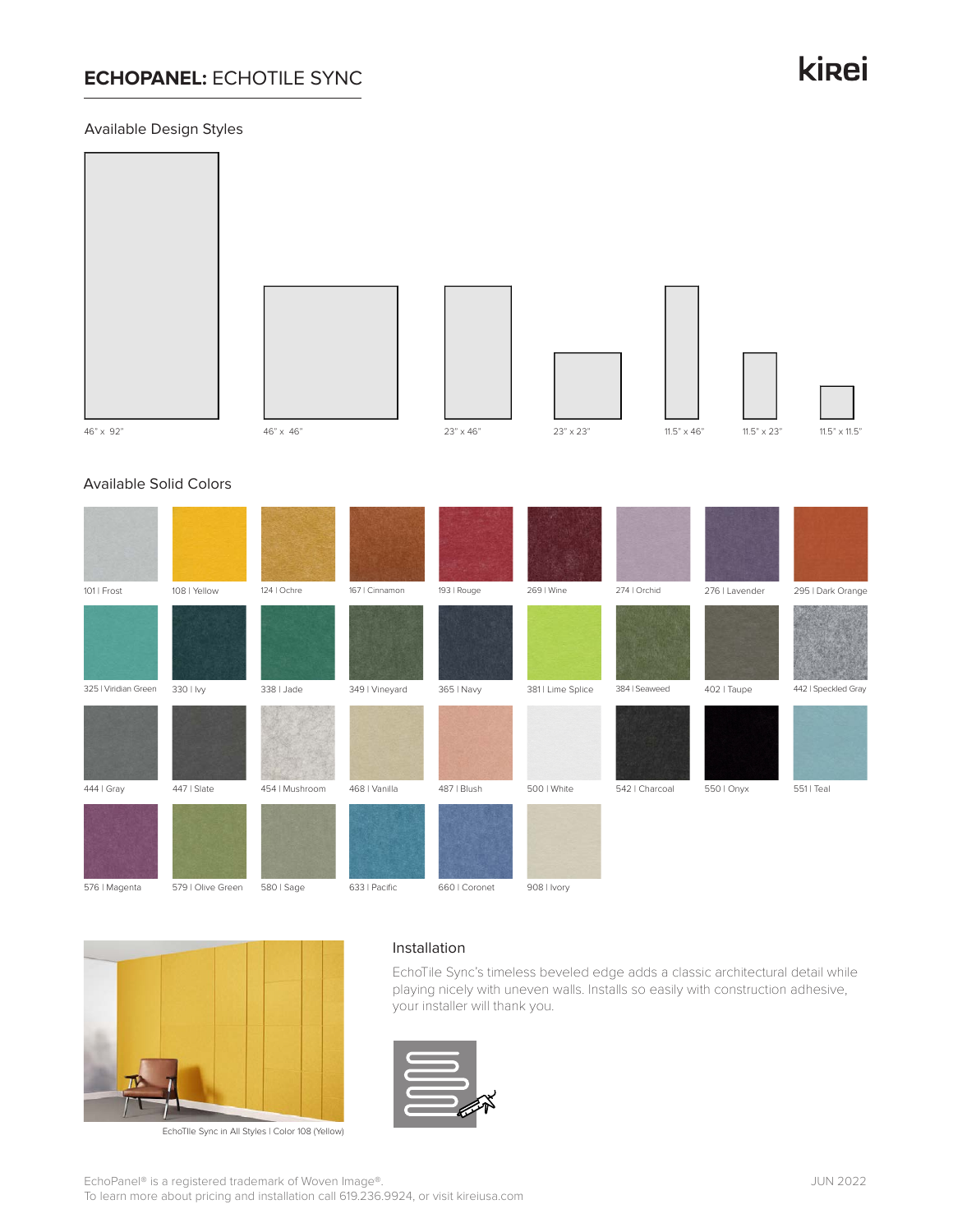## **ECHOPANEL:** ECHOTILE SYNC

kirei

### Available Design Styles

46" x 92"

46" x 46"

23" x 46"

23" x 23"

11.5" x 46"

11.5" x 23"

11.5" x 11.5"

### Available Solid Colors

101 | Frost

108 | Yellow

124 | Ochre

167 | Cinnamon

193 | Rouge

269 | Wine

274 | Orchid

276 | Lavender

295 | Dark Orange

325 | Viridian Green

330 | Ivy

338 | Jade

349 | Vineyard

365 | Navy

381 | Lime Splice

384 | Seaweed

402 | Taupe

442 | Speckled Gray

444 | Gray

447 | Slate

454 | Mushroom

468 | Vanilla

487 | Blush

500 | White

542 | Charcoal

550 | Onyx

551 | Teal

576 | Magenta

579 | Olive Green

580 | Sage

633 | Pacific

660 | Coronet

908 | Ivory

EchoTIle Sync in All Styles | Color 108 (Yellow)

### Installation

EchoTile Sync's timeless beveled edge adds a classic architectural detail while playing nicely with uneven walls. Installs so easily with construction adhesive, your installer will thank you.

EchoPanel® is a registered trademark of Woven Image®.
To learn more about pricing and installation call 619.236.9924, or visit kireiusa.com

JUN 2022